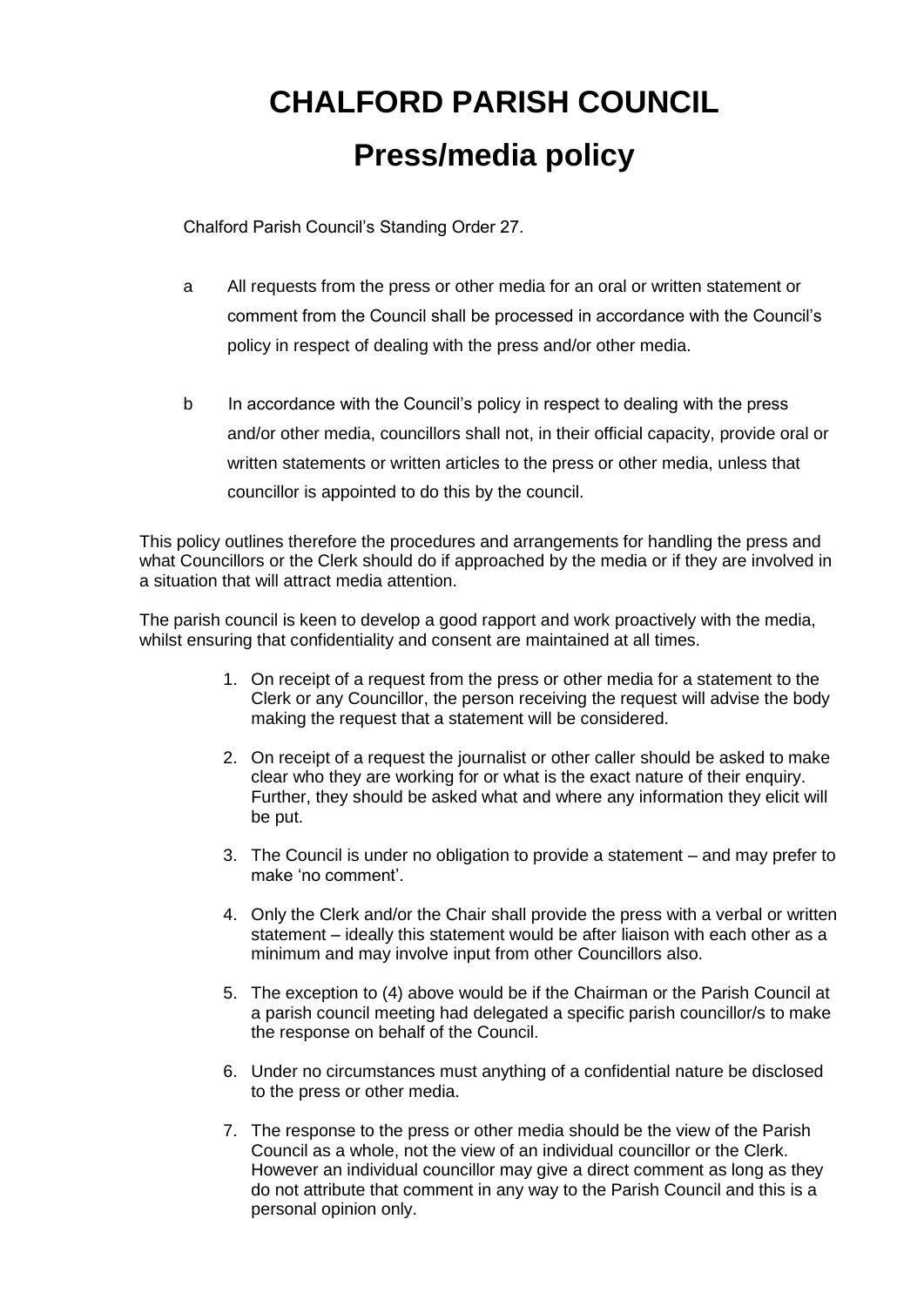# CHALFORD PARISH COUNCIL

## Press/media policy

Chalford Parish Council's Standing Order 27.

a. All requests from the press or other media for an oral or written statement or comment from the Council shall be processed in accordance with the Council's policy in respect of dealing with the press and/or other media.

b. In accordance with the Council's policy in respect to dealing with the press and/or other media, councillors shall not, in their official capacity, provide oral or written statements or written articles to the press or other media, unless that councillor is appointed to do this by the council.

This policy outlines therefore the procedures and arrangements for handling the press and what Councillors or the Clerk should do if approached by the media or if they are involved in a situation that will attract media attention.

The parish council is keen to develop a good rapport and work proactively with the media, whilst ensuring that confidentiality and consent are maintained at all times.

1. On receipt of a request from the press or other media for a statement to the Clerk or any Councillor, the person receiving the request will advise the body making the request that a statement will be considered.

2. On receipt of a request the journalist or other caller should be asked to make clear who they are working for or what is the exact nature of their enquiry. Further, they should be asked what and where any information they elicit will be put.

3. The Council is under no obligation to provide a statement – and may prefer to make 'no comment'.

4. Only the Clerk and/or the Chair shall provide the press with a verbal or written statement – ideally this statement would be after liaison with each other as a minimum and may involve input from other Councillors also.

5. The exception to (4) above would be if the Chairman or the Parish Council at a parish council meeting had delegated a specific parish councillor/s to make the response on behalf of the Council.

6. Under no circumstances must anything of a confidential nature be disclosed to the press or other media.

7. The response to the press or other media should be the view of the Parish Council as a whole, not the view of an individual councillor or the Clerk. However an individual councillor may give a direct comment as long as they do not attribute that comment in any way to the Parish Council and this is a personal opinion only.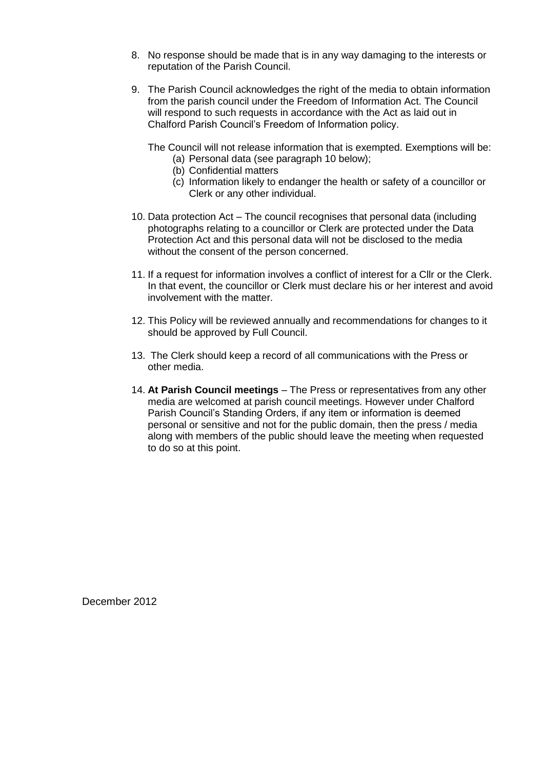8. No response should be made that is in any way damaging to the interests or reputation of the Parish Council.

9. The Parish Council acknowledges the right of the media to obtain information from the parish council under the Freedom of Information Act. The Council will respond to such requests in accordance with the Act as laid out in Chalford Parish Council's Freedom of Information policy.

   The Council will not release information that is exempted. Exemptions will be:
   (a) Personal data (see paragraph 10 below);
   (b) Confidential matters
   (c) Information likely to endanger the health or safety of a councillor or Clerk or any other individual.

10. Data protection Act – The council recognises that personal data (including photographs relating to a councillor or Clerk are protected under the Data Protection Act and this personal data will not be disclosed to the media without the consent of the person concerned.

11. If a request for information involves a conflict of interest for a Cllr or the Clerk. In that event, the councillor or Clerk must declare his or her interest and avoid involvement with the matter.

12. This Policy will be reviewed annually and recommendations for changes to it should be approved by Full Council.

13. The Clerk should keep a record of all communications with the Press or other media.

14. **At Parish Council meetings** – The Press or representatives from any other media are welcomed at parish council meetings. However under Chalford Parish Council's Standing Orders, if any item or information is deemed personal or sensitive and not for the public domain, then the press / media along with members of the public should leave the meeting when requested to do so at this point.

December 2012